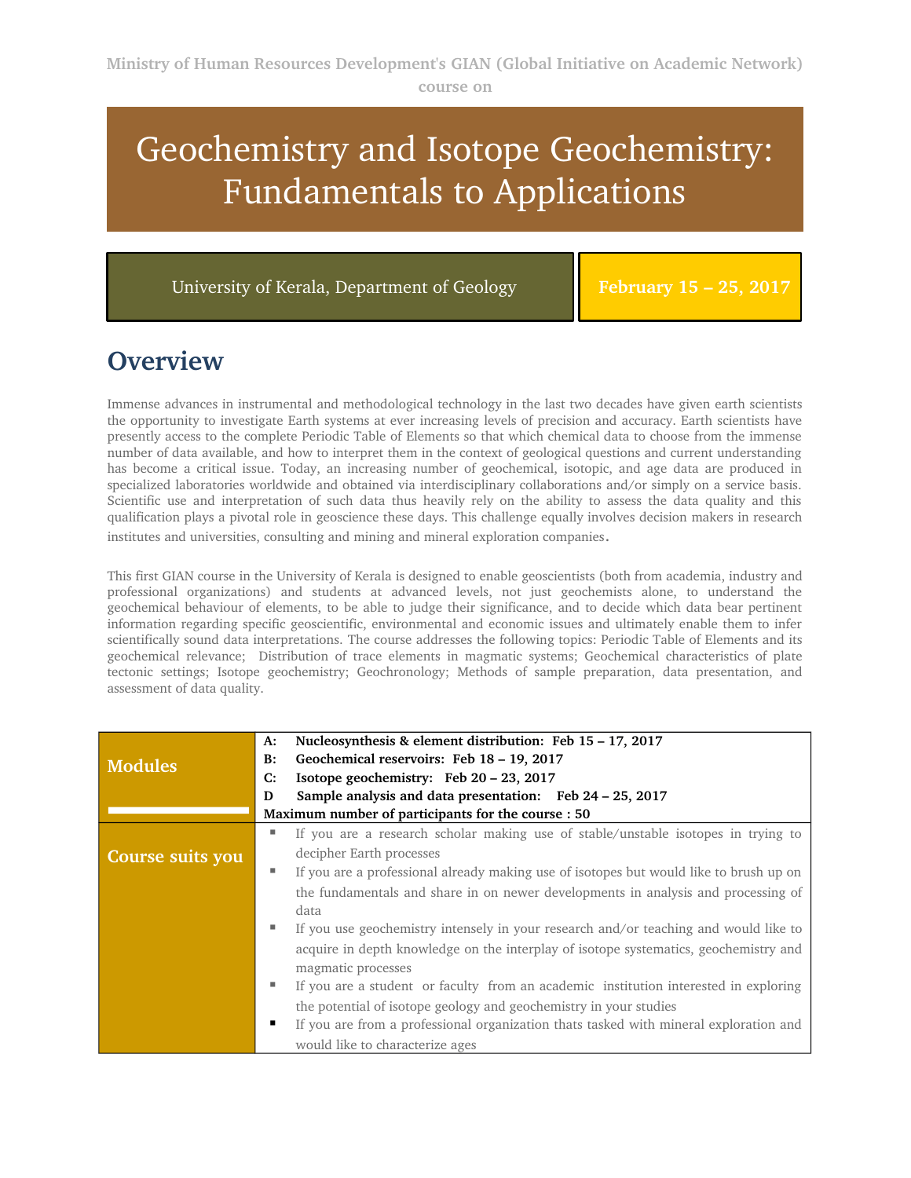Ministry of Human Resources Development's GIAN (Global Initiative on Academic Network) course on

# Geochemistry and Isotope Geochemistry: Fundamentals to Applications

University of Kerala, Department of Geology

**February 15 – 25, 2017**

## Overview

Immense advances in instrumental and methodological technology in the last two decades have given earth scientists the opportunity to investigate Earth systems at ever increasing levels of precision and accuracy. Earth scientists have presently access to the complete Periodic Table of Elements so that which chemical data to choose from the immense number of data available, and how to interpret them in the context of geological questions and current understanding has become a critical issue. Today, an increasing number of geochemical, isotopic, and age data are produced in specialized laboratories worldwide and obtained via interdisciplinary collaborations and/or simply on a service basis. Scientific use and interpretation of such data thus heavily rely on the ability to assess the data quality and this qualification plays a pivotal role in geoscience these days. This challenge equally involves decision makers in research institutes and universities, consulting and mining and mineral exploration companies.

This first GIAN course in the University of Kerala is designed to enable geoscientists (both from academia, industry and professional organizations) and students at advanced levels, not just geochemists alone, to understand the geochemical behaviour of elements, to be able to judge their significance, and to decide which data bear pertinent information regarding specific geoscientific, environmental and economic issues and ultimately enable them to infer scientifically sound data interpretations. The course addresses the following topics: Periodic Table of Elements and its geochemical relevance; Distribution of trace elements in magmatic systems; Geochemical characteristics of plate tectonic settings; Isotope geochemistry; Geochronology; Methods of sample preparation, data presentation, and assessment of data quality.

| | |
|---|---|
| **Modules** | **A: Nucleosynthesis & element distribution: Feb 15 – 17, 2017**<br>**B: Geochemical reservoirs: Feb 18 – 19, 2017**<br>**C: Isotope geochemistry: Feb 20 – 23, 2017**<br>**D Sample analysis and data presentation: Feb 24 – 25, 2017**<br>**Maximum number of participants for the course : 50** |
| **Course suits you** | ▪ If you are a research scholar making use of stable/unstable isotopes in trying to decipher Earth processes<br>▪ If you are a professional already making use of isotopes but would like to brush up on the fundamentals and share in on newer developments in analysis and processing of data<br>▪ If you use geochemistry intensely in your research and/or teaching and would like to acquire in depth knowledge on the interplay of isotope systematics, geochemistry and magmatic processes<br>▪ If you are a student or faculty from an academic institution interested in exploring the potential of isotope geology and geochemistry in your studies<br>▪ If you are from a professional organization thats tasked with mineral exploration and would like to characterize ages |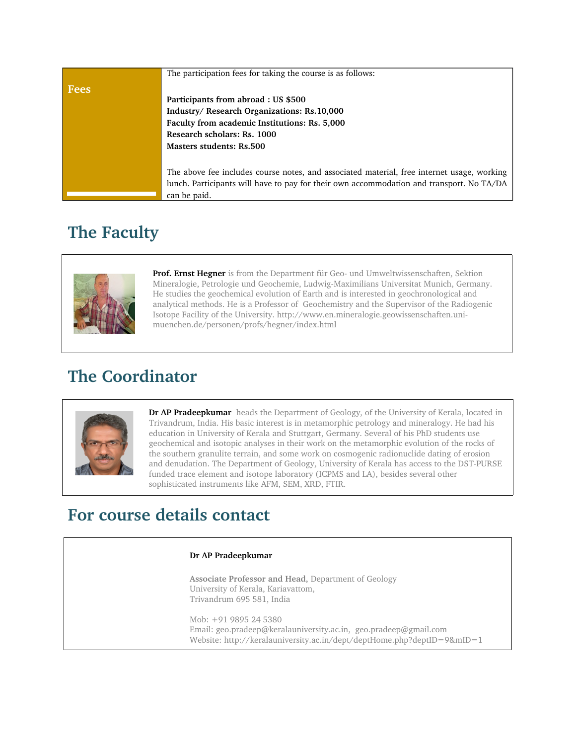## Fees

The participation fees for taking the course is as follows:

**Participants from abroad : US $500**
**Industry/ Research Organizations: Rs.10,000**
**Faculty from academic Institutions: Rs. 5,000**
**Research scholars: Rs. 1000**
**Masters students: Rs.500**

The above fee includes course notes, and associated material, free internet usage, working lunch. Participants will have to pay for their own accommodation and transport. No TA/DA can be paid.

## The Faculty

**Prof. Ernst Hegner** is from the Department für Geo- und Umweltwissenschaften, Sektion Mineralogie, Petrologie und Geochemie, Ludwig-Maximilians Universitat Munich, Germany. He studies the geochemical evolution of Earth and is interested in geochronological and analytical methods. He is a Professor of Geochemistry and the Supervisor of the Radiogenic Isotope Facility of the University. http://www.en.mineralogie.geowissenschaften.uni-muenchen.de/personen/profs/hegner/index.html

## The Coordinator

**Dr AP Pradeepkumar** heads the Department of Geology, of the University of Kerala, located in Trivandrum, India. His basic interest is in metamorphic petrology and mineralogy. He had his education in University of Kerala and Stuttgart, Germany. Several of his PhD students use geochemical and isotopic analyses in their work on the metamorphic evolution of the rocks of the southern granulite terrain, and some work on cosmogenic radionuclide dating of erosion and denudation. The Department of Geology, University of Kerala has access to the DST-PURSE funded trace element and isotope laboratory (ICPMS and LA), besides several other sophisticated instruments like AFM, SEM, XRD, FTIR.

## For course details contact

**Dr AP Pradeepkumar**

**Associate Professor and Head,** Department of Geology
University of Kerala, Kariavattom,
Trivandrum 695 581, India

Mob: +91 9895 24 5380
Email: geo.pradeep@keralauniversity.ac.in, geo.pradeep@gmail.com
Website: http://keralauniversity.ac.in/dept/deptHome.php?deptID=9&mID=1